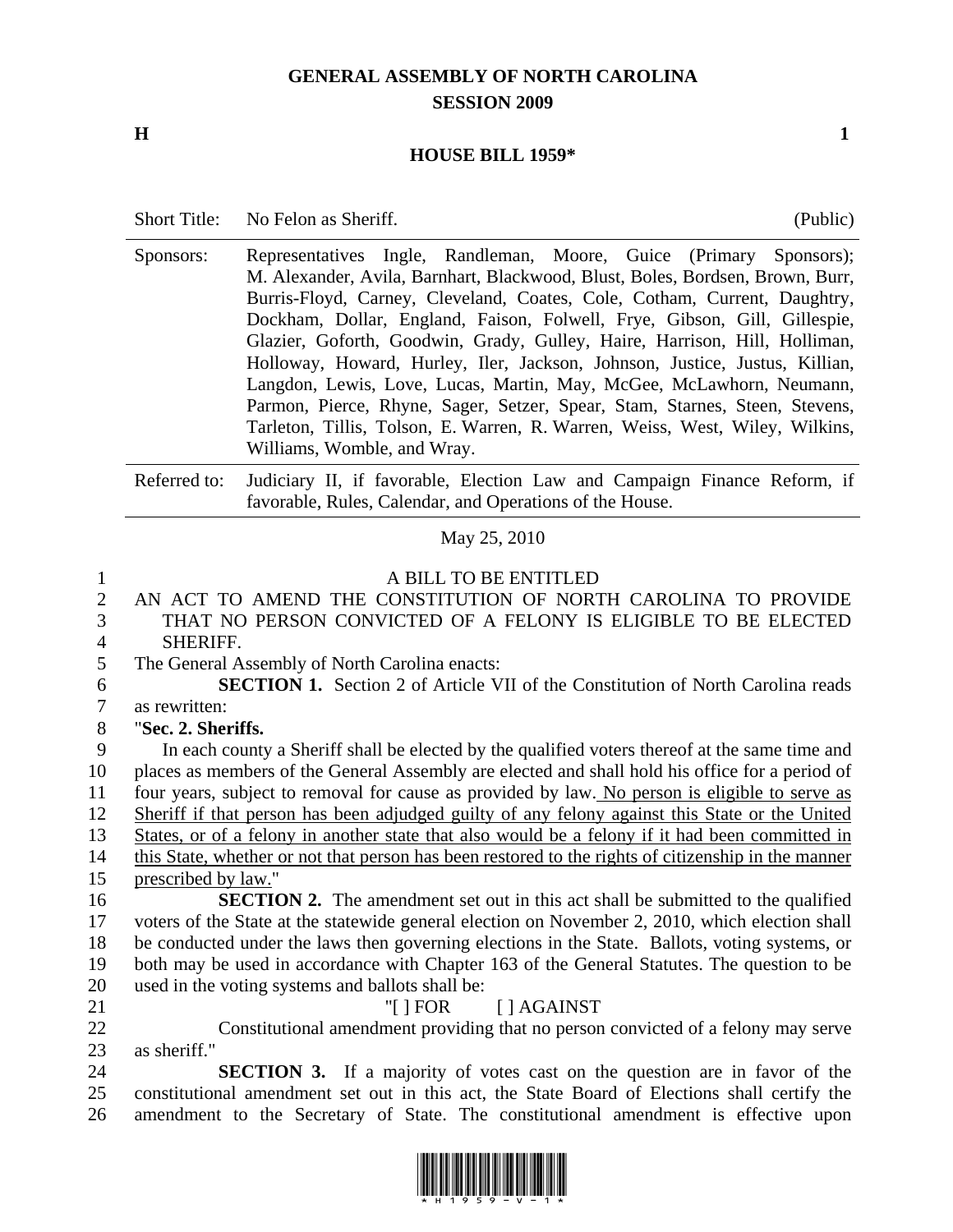# GENERAL ASSEMBLY OF NORTH CAROLINA
## SESSION 2009

**H** **1**

## HOUSE BILL 1959*

| | | |
|---|---|---|
| Short Title: | No Felon as Sheriff. | (Public) |
| Sponsors: | Representatives Ingle, Randleman, Moore, Guice (Primary Sponsors); M. Alexander, Avila, Barnhart, Blackwood, Blust, Boles, Bordsen, Brown, Burr, Burris-Floyd, Carney, Cleveland, Coates, Cole, Cotham, Current, Daughtry, Dockham, Dollar, England, Faison, Folwell, Frye, Gibson, Gill, Gillespie, Glazier, Goforth, Goodwin, Grady, Gulley, Haire, Harrison, Hill, Holliman, Holloway, Howard, Hurley, Iler, Jackson, Johnson, Justice, Justus, Killian, Langdon, Lewis, Love, Lucas, Martin, May, McGee, McLawhorn, Neumann, Parmon, Pierce, Rhyne, Sager, Setzer, Spear, Stam, Starnes, Steen, Stevens, Tarleton, Tillis, Tolson, E. Warren, R. Warren, Weiss, West, Wiley, Wilkins, Williams, Womble, and Wray. | |
| Referred to: | Judiciary II, if favorable, Election Law and Campaign Finance Reform, if favorable, Rules, Calendar, and Operations of the House. | |

May 25, 2010

A BILL TO BE ENTITLED

AN ACT TO AMEND THE CONSTITUTION OF NORTH CAROLINA TO PROVIDE THAT NO PERSON CONVICTED OF A FELONY IS ELIGIBLE TO BE ELECTED SHERIFF.

The General Assembly of North Carolina enacts:

**SECTION 1.** Section 2 of Article VII of the Constitution of North Carolina reads as rewritten:

"**Sec. 2. Sheriffs.**

In each county a Sheriff shall be elected by the qualified voters thereof at the same time and places as members of the General Assembly are elected and shall hold his office for a period of four years, subject to removal for cause as provided by law. <u>No person is eligible to serve as Sheriff if that person has been adjudged guilty of any felony against this State or the United States, or of a felony in another state that also would be a felony if it had been committed in this State, whether or not that person has been restored to the rights of citizenship in the manner prescribed by law.</u>"

**SECTION 2.** The amendment set out in this act shall be submitted to the qualified voters of the State at the statewide general election on November 2, 2010, which election shall be conducted under the laws then governing elections in the State. Ballots, voting systems, or both may be used in accordance with Chapter 163 of the General Statutes. The question to be used in the voting systems and ballots shall be:

"[ ] FOR [ ] AGAINST

Constitutional amendment providing that no person convicted of a felony may serve as sheriff."

**SECTION 3.** If a majority of votes cast on the question are in favor of the constitutional amendment set out in this act, the State Board of Elections shall certify the amendment to the Secretary of State. The constitutional amendment is effective upon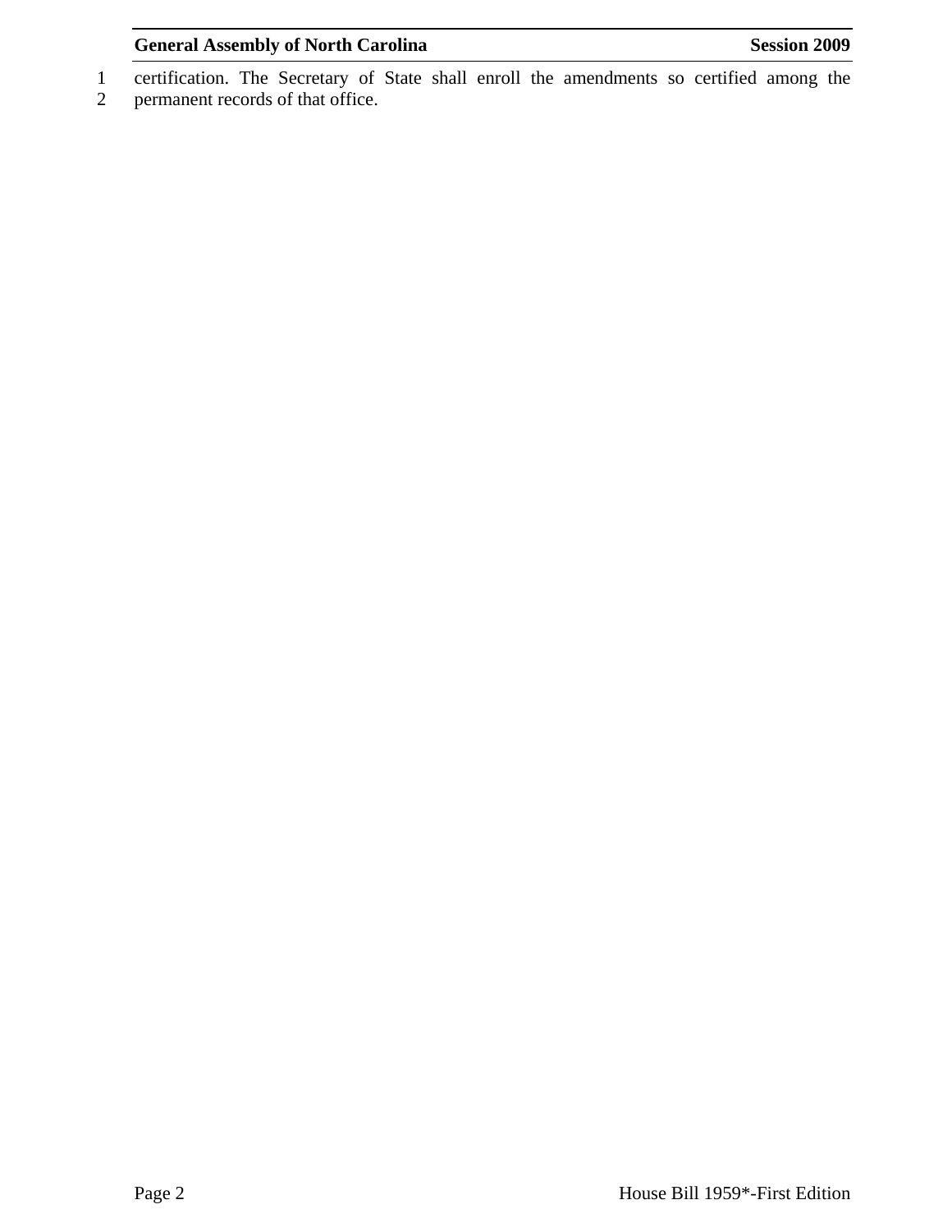certification. The Secretary of State shall enroll the amendments so certified among the permanent records of that office.